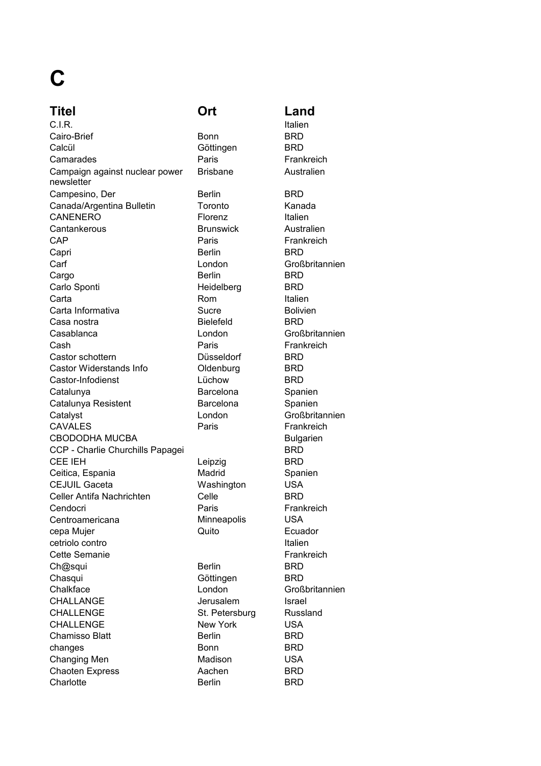# C

| Titel | Ort | Land |
| --- | --- | --- |
| C.I.R. | | Italien |
| Cairo-Brief | Bonn | BRD |
| Calcül | Göttingen | BRD |
| Camarades | Paris | Frankreich |
| Campaign against nuclear power newsletter | Brisbane | Australien |
| Campesino, Der | Berlin | BRD |
| Canada/Argentina Bulletin | Toronto | Kanada |
| CANENERO | Florenz | Italien |
| Cantankerous | Brunswick | Australien |
| CAP | Paris | Frankreich |
| Capri | Berlin | BRD |
| Carf | London | Großbritannien |
| Cargo | Berlin | BRD |
| Carlo Sponti | Heidelberg | BRD |
| Carta | Rom | Italien |
| Carta Informativa | Sucre | Bolivien |
| Casa nostra | Bielefeld | BRD |
| Casablanca | London | Großbritannien |
| Cash | Paris | Frankreich |
| Castor schottern | Düsseldorf | BRD |
| Castor Widerstands Info | Oldenburg | BRD |
| Castor-Infodienst | Lüchow | BRD |
| Catalunya | Barcelona | Spanien |
| Catalunya Resistent | Barcelona | Spanien |
| Catalyst | London | Großbritannien |
| CAVALES | Paris | Frankreich |
| CBODODHA MUCBA | | Bulgarien |
| CCP - Charlie Churchills Papagei | | BRD |
| CEE IEH | Leipzig | BRD |
| Ceitica, Espania | Madrid | Spanien |
| CEJUIL Gaceta | Washington | USA |
| Celler Antifa Nachrichten | Celle | BRD |
| Cendocri | Paris | Frankreich |
| Centroamericana | Minneapolis | USA |
| cepa Mujer | Quito | Ecuador |
| cetriolo contro | | Italien |
| Cette Semanie | | Frankreich |
| Ch@squi | Berlin | BRD |
| Chasqui | Göttingen | BRD |
| Chalkface | London | Großbritannien |
| CHALLANGE | Jerusalem | Israel |
| CHALLENGE | St. Petersburg | Russland |
| CHALLENGE | New York | USA |
| Chamisso Blatt | Berlin | BRD |
| changes | Bonn | BRD |
| Changing Men | Madison | USA |
| Chaoten Express | Aachen | BRD |
| Charlotte | Berlin | BRD |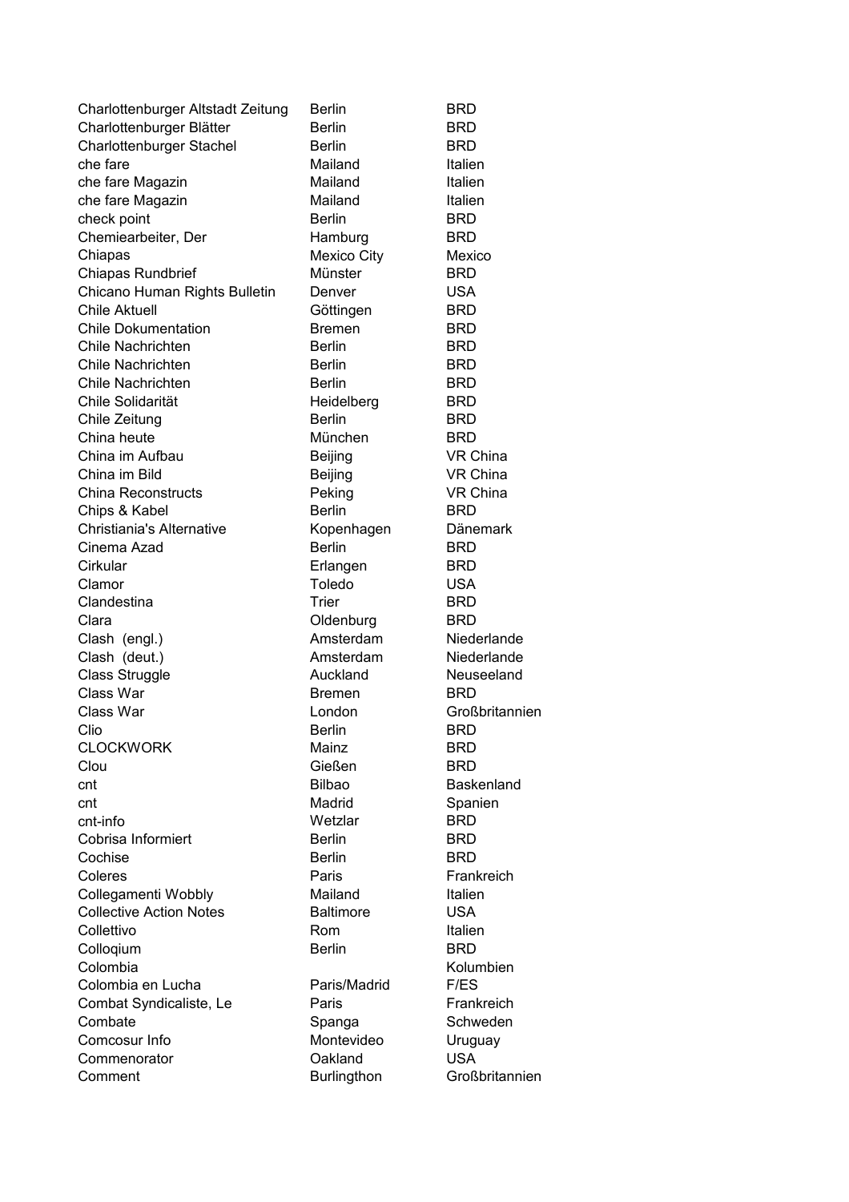| | | |
|---|---|---|
| Charlottenburger Altstadt Zeitung | Berlin | BRD |
| Charlottenburger Blätter | Berlin | BRD |
| Charlottenburger Stachel | Berlin | BRD |
| che fare | Mailand | Italien |
| che fare Magazin | Mailand | Italien |
| che fare Magazin | Mailand | Italien |
| check point | Berlin | BRD |
| Chemiearbeiter, Der | Hamburg | BRD |
| Chiapas | Mexico City | Mexico |
| Chiapas Rundbrief | Münster | BRD |
| Chicano Human Rights Bulletin | Denver | USA |
| Chile Aktuell | Göttingen | BRD |
| Chile Dokumentation | Bremen | BRD |
| Chile Nachrichten | Berlin | BRD |
| Chile Nachrichten | Berlin | BRD |
| Chile Nachrichten | Berlin | BRD |
| Chile Solidarität | Heidelberg | BRD |
| Chile Zeitung | Berlin | BRD |
| China heute | München | BRD |
| China im Aufbau | Beijing | VR China |
| China im Bild | Beijing | VR China |
| China Reconstructs | Peking | VR China |
| Chips & Kabel | Berlin | BRD |
| Christiania's Alternative | Kopenhagen | Dänemark |
| Cinema Azad | Berlin | BRD |
| Cirkular | Erlangen | BRD |
| Clamor | Toledo | USA |
| Clandestina | Trier | BRD |
| Clara | Oldenburg | BRD |
| Clash (engl.) | Amsterdam | Niederlande |
| Clash (deut.) | Amsterdam | Niederlande |
| Class Struggle | Auckland | Neuseeland |
| Class War | Bremen | BRD |
| Class War | London | Großbritannien |
| Clio | Berlin | BRD |
| CLOCKWORK | Mainz | BRD |
| Clou | Gießen | BRD |
| cnt | Bilbao | Baskenland |
| cnt | Madrid | Spanien |
| cnt-info | Wetzlar | BRD |
| Cobrisa Informiert | Berlin | BRD |
| Cochise | Berlin | BRD |
| Coleres | Paris | Frankreich |
| Collegamenti Wobbly | Mailand | Italien |
| Collective Action Notes | Baltimore | USA |
| Collettivo | Rom | Italien |
| Colloqium | Berlin | BRD |
| Colombia | | Kolumbien |
| Colombia en Lucha | Paris/Madrid | F/ES |
| Combat Syndicaliste, Le | Paris | Frankreich |
| Combate | Spanga | Schweden |
| Comcosur Info | Montevideo | Uruguay |
| Commenorator | Oakland | USA |
| Comment | Burlingthon | Großbritannien |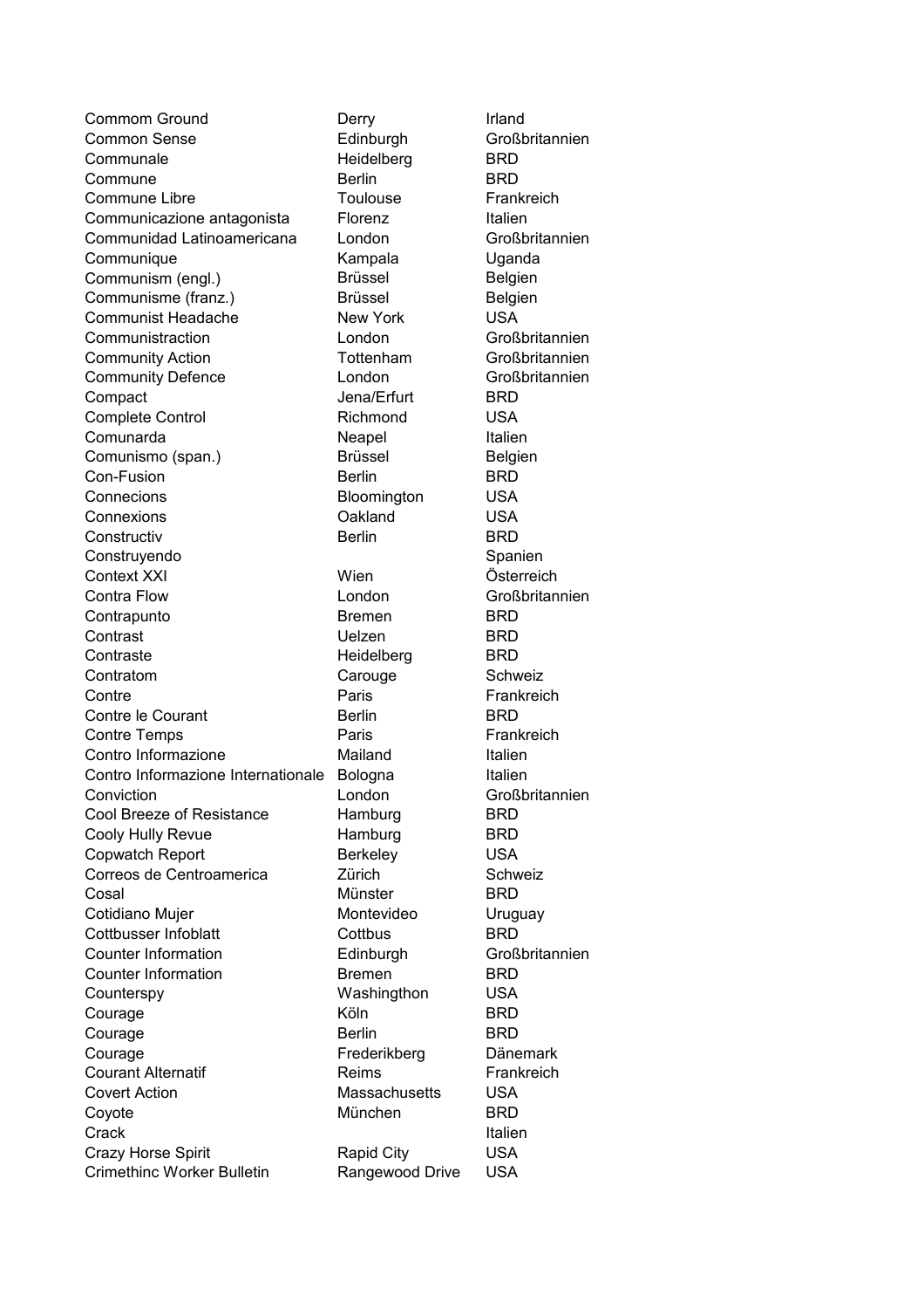| | | |
|---|---|---|
| Commom Ground | Derry | Irland |
| Common Sense | Edinburgh | Großbritannien |
| Communale | Heidelberg | BRD |
| Commune | Berlin | BRD |
| Commune Libre | Toulouse | Frankreich |
| Communicazione antagonista | Florenz | Italien |
| Communidad Latinoamericana | London | Großbritannien |
| Communique | Kampala | Uganda |
| Communism (engl.) | Brüssel | Belgien |
| Communisme (franz.) | Brüssel | Belgien |
| Communist Headache | New York | USA |
| Communistraction | London | Großbritannien |
| Community Action | Tottenham | Großbritannien |
| Community Defence | London | Großbritannien |
| Compact | Jena/Erfurt | BRD |
| Complete Control | Richmond | USA |
| Comunarda | Neapel | Italien |
| Comunismo (span.) | Brüssel | Belgien |
| Con-Fusion | Berlin | BRD |
| Connecions | Bloomington | USA |
| Connexions | Oakland | USA |
| Constructiv | Berlin | BRD |
| Construyendo | | Spanien |
| Context XXI | Wien | Österreich |
| Contra Flow | London | Großbritannien |
| Contrapunto | Bremen | BRD |
| Contrast | Uelzen | BRD |
| Contraste | Heidelberg | BRD |
| Contratom | Carouge | Schweiz |
| Contre | Paris | Frankreich |
| Contre le Courant | Berlin | BRD |
| Contre Temps | Paris | Frankreich |
| Contro Informazione | Mailand | Italien |
| Contro Informazione Internationale | Bologna | Italien |
| Conviction | London | Großbritannien |
| Cool Breeze of Resistance | Hamburg | BRD |
| Cooly Hully Revue | Hamburg | BRD |
| Copwatch Report | Berkeley | USA |
| Correos de Centroamerica | Zürich | Schweiz |
| Cosal | Münster | BRD |
| Cotidiano Mujer | Montevideo | Uruguay |
| Cottbusser Infoblatt | Cottbus | BRD |
| Counter Information | Edinburgh | Großbritannien |
| Counter Information | Bremen | BRD |
| Counterspy | Washingthon | USA |
| Courage | Köln | BRD |
| Courage | Berlin | BRD |
| Courage | Frederikberg | Dänemark |
| Courant Alternatif | Reims | Frankreich |
| Covert Action | Massachusetts | USA |
| Coyote | München | BRD |
| Crack | | Italien |
| Crazy Horse Spirit | Rapid City | USA |
| Crimethinc Worker Bulletin | Rangewood Drive | USA |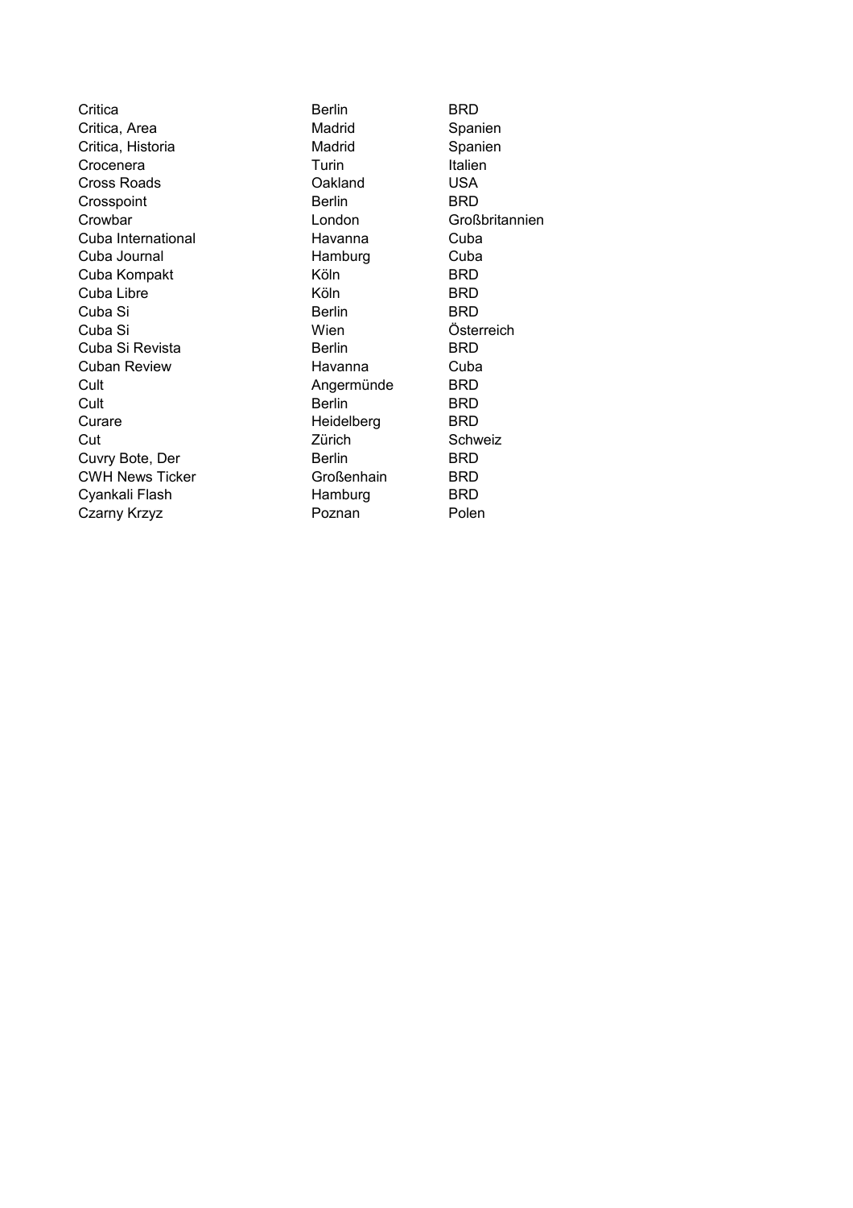| | | |
|---|---|---|
| Critica | Berlin | BRD |
| Critica, Area | Madrid | Spanien |
| Critica, Historia | Madrid | Spanien |
| Crocenera | Turin | Italien |
| Cross Roads | Oakland | USA |
| Crosspoint | Berlin | BRD |
| Crowbar | London | Großbritannien |
| Cuba International | Havanna | Cuba |
| Cuba Journal | Hamburg | Cuba |
| Cuba Kompakt | Köln | BRD |
| Cuba Libre | Köln | BRD |
| Cuba Si | Berlin | BRD |
| Cuba Si | Wien | Österreich |
| Cuba Si Revista | Berlin | BRD |
| Cuban Review | Havanna | Cuba |
| Cult | Angermünde | BRD |
| Cult | Berlin | BRD |
| Curare | Heidelberg | BRD |
| Cut | Zürich | Schweiz |
| Cuvry Bote, Der | Berlin | BRD |
| CWH News Ticker | Großenhain | BRD |
| Cyankali Flash | Hamburg | BRD |
| Czarny Krzyz | Poznan | Polen |